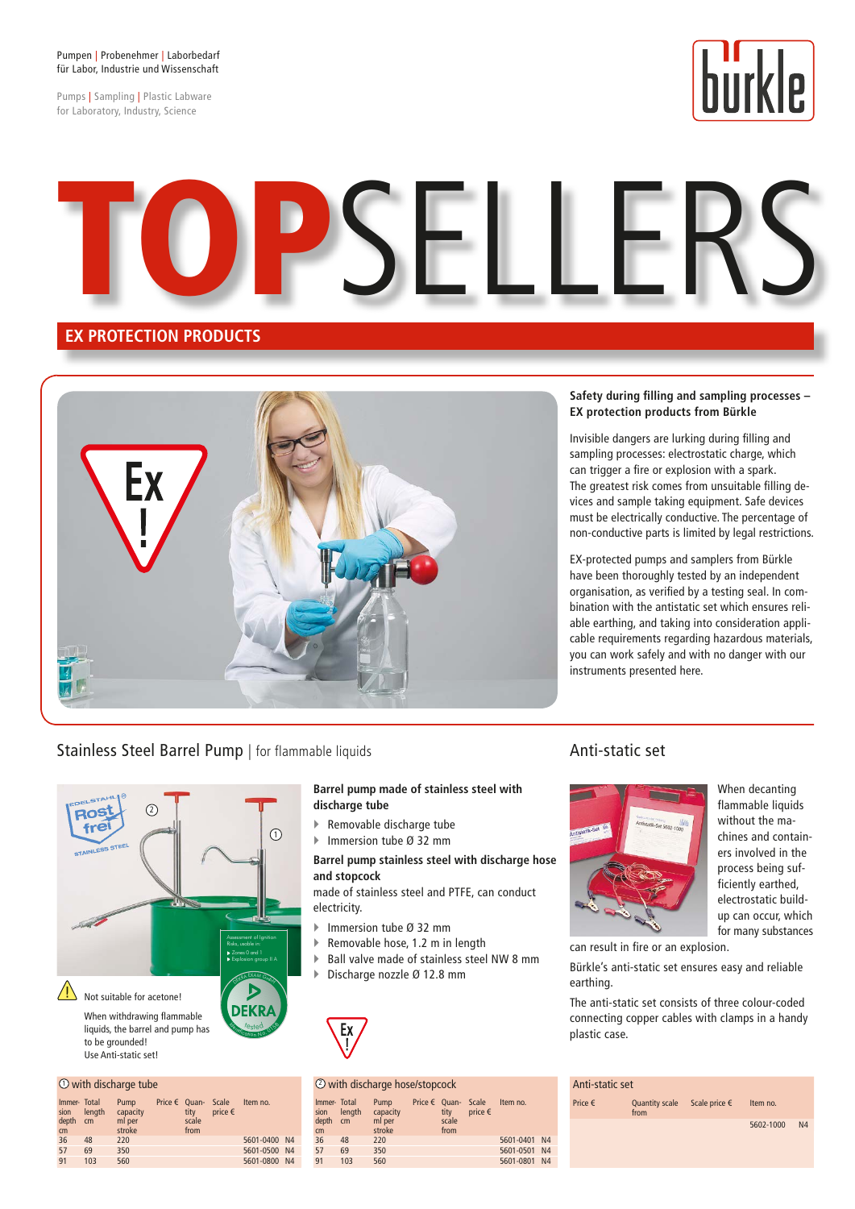Pumpen | Probenehmer | Laborbedarf
für Labor, Industrie und Wissenschaft

Pumps | Sampling | Plastic Labware
for Laboratory, Industry, Science

bürkle

# TOPSELLERS

## EX PROTECTION PRODUCTS

**Safety during filling and sampling processes – EX protection products from Bürkle**

Invisible dangers are lurking during filling and sampling processes: electrostatic charge, which can trigger a fire or explosion with a spark. The greatest risk comes from unsuitable filling devices and sample taking equipment. Safe devices must be electrically conductive. The percentage of non-conductive parts is limited by legal restrictions.

EX-protected pumps and samplers from Bürkle have been thoroughly tested by an independent organisation, as verified by a testing seal. In combination with the antistatic set which ensures reliable earthing, and taking into consideration applicable requirements regarding hazardous materials, you can work safely and with no danger with our instruments presented here.

## Stainless Steel Barrel Pump | for flammable liquids

EDELSTAHL Rostfrei STAINLESS STEEL

Assessment of Ignition Risks, usable in:
- Zones 0 and 1
- Explosion group II A

DEKRA EXAM GmbH DEKRA tested

Not suitable for acetone!

When withdrawing flammable liquids, the barrel and pump has to be grounded! Use Anti-static set!

**Barrel pump made of stainless steel with discharge tube**

- Removable discharge tube
- Immersion tube Ø 32 mm

**Barrel pump stainless steel with discharge hose and stopcock**

made of stainless steel and PTFE, can conduct electricity.

- Immersion tube Ø 32 mm
- Removable hose, 1.2 m in length
- Ball valve made of stainless steel NW 8 mm
- Discharge nozzle Ø 12.8 mm

Ex !

① with discharge tube

| Immersion depth cm | Total length cm | Pump capacity ml per stroke | Price € | Quantity scale from | Scale price € | Item no. | |
|---|---|---|---|---|---|---|---|
| 36 | 48 | 220 | | | | 5601-0400 | N4 |
| 57 | 69 | 350 | | | | 5601-0500 | N4 |
| 91 | 103 | 560 | | | | 5601-0800 | N4 |

② with discharge hose/stopcock

| Immersion depth cm | Total length cm | Pump capacity ml per stroke | Price € | Quantity scale from | Scale price € | Item no. | |
|---|---|---|---|---|---|---|---|
| 36 | 48 | 220 | | | | 5601-0401 | N4 |
| 57 | 69 | 350 | | | | 5601-0501 | N4 |
| 91 | 103 | 560 | | | | 5601-0801 | N4 |

## Anti-static set

When decanting flammable liquids without the machines and containers involved in the process being sufficiently earthed, electrostatic build-up can occur, which for many substances can result in fire or an explosion.

Bürkle's anti-static set ensures easy and reliable earthing.

The anti-static set consists of three colour-coded connecting copper cables with clamps in a handy plastic case.

Anti-static set

| Price € | Quantity scale from | Scale price € | Item no. | |
|---|---|---|---|---|
| | | | 5602-1000 | N4 |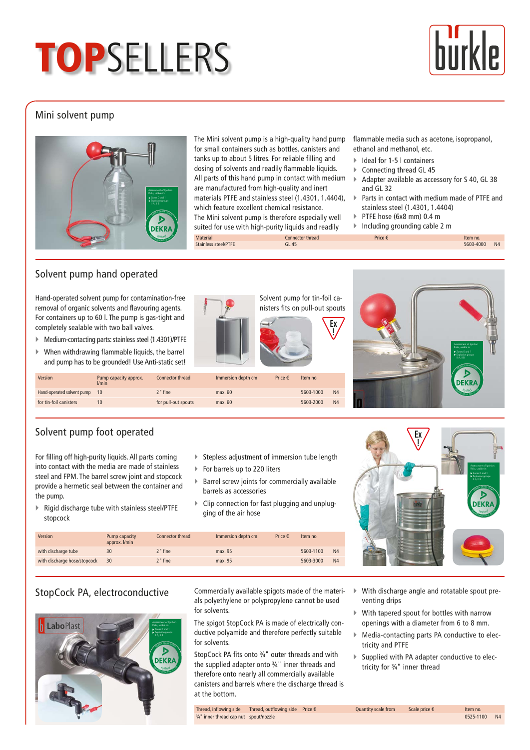# TOPSELLERS

bürkle

## Mini solvent pump

The Mini solvent pump is a high-quality hand pump for small containers such as bottles, canisters and tanks up to about 5 litres. For reliable filling and dosing of solvents and readily flammable liquids. All parts of this hand pump in contact with medium are manufactured from high-quality and inert materials PTFE and stainless steel (1.4301, 1.4404), which feature excellent chemical resistance. The Mini solvent pump is therefore especially well suited for use with high-purity liquids and readily flammable media such as acetone, isopropanol, ethanol and methanol, etc.

- Ideal for 1-5 l containers
- Connecting thread GL 45
- Adapter available as accessory for S 40, GL 38 and GL 32
- Parts in contact with medium made of PTFE and stainless steel (1.4301, 1.4404)
- PTFE hose (6x8 mm) 0.4 m
- Including grounding cable 2 m

| Material | Connector thread | Price € | Item no. | |
|---|---|---|---|---|
| Stainless steel/PTFE | GL 45 | | 5603-4000 | N4 |

## Solvent pump hand operated

Hand-operated solvent pump for contamination-free removal of organic solvents and flavouring agents. For containers up to 60 l. The pump is gas-tight and completely sealable with two ball valves.

- Medium-contacting parts: stainless steel (1.4301)/PTFE
- When withdrawing flammable liquids, the barrel and pump has to be grounded! Use Anti-static set!

Solvent pump for tin-foil canisters fits on pull-out spouts

| Version | Pump capacity approx. l/min | Connector thread | Immersion depth cm | Price € | Item no. | |
|---|---|---|---|---|---|---|
| Hand-operated solvent pump | 10 | 2" fine | max. 60 | | 5603-1000 | N4 |
| for tin-foil canisters | 10 | for pull-out spouts | max. 60 | | 5603-2000 | N4 |

## Solvent pump foot operated

For filling off high-purity liquids. All parts coming into contact with the media are made of stainless steel and FPM. The barrel screw joint and stopcock provide a hermetic seal between the container and the pump.

- Rigid discharge tube with stainless steel/PTFE stopcock
- Stepless adjustment of immersion tube length
- For barrels up to 220 liters
- Barrel screw joints for commercially available barrels as accessories
- Clip connection for fast plugging and unplugging of the air hose

| Version | Pump capacity approx. l/min | Connector thread | Immersion depth cm | Price € | Item no. | |
|---|---|---|---|---|---|---|
| with discharge tube | 30 | 2" fine | max. 95 | | 5603-1100 | N4 |
| with discharge hose/stopcock | 30 | 2" fine | max. 95 | | 5603-3000 | N4 |

## StopCock PA, electroconductive

Commercially available spigots made of the materials polyethylene or polypropylene cannot be used for solvents.

The spigot StopCock PA is made of electrically conductive polyamide and therefore perfectly suitable for solvents.

StopCock PA fits onto ¾" outer threads and with the supplied adapter onto ¾" inner threads and therefore onto nearly all commercially available canisters and barrels where the discharge thread is at the bottom.

- With discharge angle and rotatable spout preventing drips
- With tapered spout for bottles with narrow openings with a diameter from 6 to 8 mm.
- Media-contacting parts PA conductive to electricity and PTFE
- Supplied with PA adapter conductive to electricity for ¾" inner thread

| Thread, inflowing side | Thread, outflowing side | Price € | Quantity scale from | Scale price € | Item no. | |
|---|---|---|---|---|---|---|
| ¾" inner thread cap nut | spout/nozzle | | | | 0525-1100 | N4 |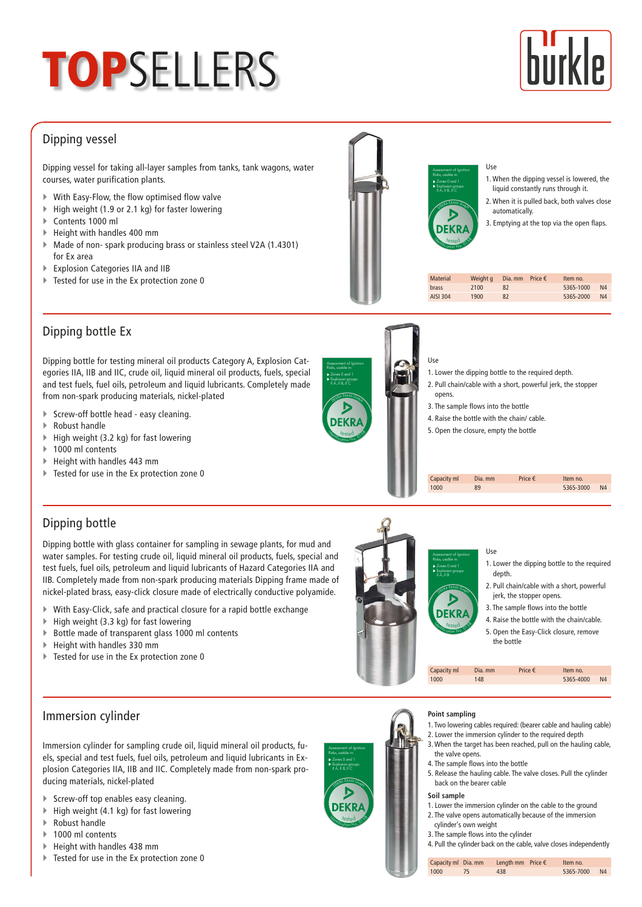# TOPSELLERS

bürkle

## Dipping vessel

Dipping vessel for taking all-layer samples from tanks, tank wagons, water courses, water purification plants.

- With Easy-Flow, the flow optimised flow valve
- High weight (1.9 or 2.1 kg) for faster lowering
- Contents 1000 ml
- Height with handles 400 mm
- Made of non- spark producing brass or stainless steel V2A (1.4301) for Ex area
- Explosion Categories IIA and IIB
- Tested for use in the Ex protection zone 0

Assessment of Ignition Risks, usable in:
- Zones 0 and 1
- Explosion groups IIA, IIB, IIC

DEKRA EXAM GmbH DEKRA tested

Use

1. When the dipping vessel is lowered, the liquid constantly runs through it.
2. When it is pulled back, both valves close automatically.
3. Emptying at the top via the open flaps.

| Material | Weight g | Dia. mm | Price € | Item no. | |
|---|---|---|---|---|---|
| brass | 2100 | 82 | | 5365-1000 | N4 |
| AISI 304 | 1900 | 82 | | 5365-2000 | N4 |

## Dipping bottle Ex

Dipping bottle for testing mineral oil products Category A, Explosion Categories IIA, IIB and IIC, crude oil, liquid mineral oil products, fuels, special and test fuels, fuel oils, petroleum and liquid lubricants. Completely made from non-spark producing materials, nickel-plated.

- Screw-off bottle head - easy cleaning.
- Robust handle
- High weight (3.2 kg) for fast lowering
- 1000 ml contents
- Height with handles 443 mm
- Tested for use in the Ex protection zone 0

Assessment of Ignition Risks, usable in:
- Zones 0 and 1
- Explosion groups IIA, IIB, IIC

DEKRA EXAM GmbH DEKRA tested

Use

1. Lower the dipping bottle to the required depth.
2. Pull chain/cable with a short, powerful jerk, the stopper opens.
3. The sample flows into the bottle
4. Raise the bottle with the chain/ cable.
5. Open the closure, empty the bottle

| Capacity ml | Dia. mm | Price € | Item no. | |
|---|---|---|---|---|
| 1000 | 89 | | 5365-3000 | N4 |

## Dipping bottle

Dipping bottle with glass container for sampling in sewage plants, for mud and water samples. For testing crude oil, liquid mineral oil products, fuels, special and test fuels, fuel oils, petroleum and liquid lubricants of Hazard Categories IIA and IIB. Completely made from non-spark producing materials Dipping frame made of nickel-plated brass, easy-click closure made of electrically conductive polyamide.

- With Easy-Click, safe and practical closure for a rapid bottle exchange
- High weight (3.3 kg) for fast lowering
- Bottle made of transparent glass 1000 ml contents
- Height with handles 330 mm
- Tested for use in the Ex protection zone 0

Assessment of Ignition Risks, usable in:
- Zones 0 and 1
- Explosion groups IIA, IIB

DEKRA EXAM GmbH DEKRA tested

Use

1. Lower the dipping bottle to the required depth.
2. Pull chain/cable with a short, powerful jerk, the stopper opens.
3. The sample flows into the bottle
4. Raise the bottle with the chain/cable.
5. Open the Easy-Click closure, remove the bottle

| Capacity ml | Dia. mm | Price € | Item no. | |
|---|---|---|---|---|
| 1000 | 148 | | 5365-4000 | N4 |

## Immersion cylinder

Immersion cylinder for sampling crude oil, liquid mineral oil products, fuels, special and test fuels, fuel oils, petroleum and liquid lubricants in Explosion Categories IIA, IIB and IIC. Completely made from non-spark producing materials, nickel-plated

- Screw-off top enables easy cleaning.
- High weight (4.1 kg) for fast lowering
- Robust handle
- 1000 ml contents
- Height with handles 438 mm
- Tested for use in the Ex protection zone 0

Assessment of Ignition Risks, usable in:
- Zones 0 and 1
- Explosion groups IIA, IIB, IIC

DEKRA EXAM GmbH DEKRA tested

**Point sampling**

1. Two lowering cables required: (bearer cable and hauling cable)
2. Lower the immersion cylinder to the required depth
3. When the target has been reached, pull on the hauling cable, the valve opens.
4. The sample flows into the bottle
5. Release the hauling cable. The valve closes. Pull the cylinder back on the bearer cable

**Soil sample**

1. Lower the immersion cylinder on the cable to the ground
2. The valve opens automatically because of the immersion cylinder's own weight
3. The sample flows into the cylinder
4. Pull the cylinder back on the cable, valve closes independently

| Capacity ml | Dia. mm | Length mm | Price € | Item no. | |
|---|---|---|---|---|---|
| 1000 | 75 | 438 | | 5365-7000 | N4 |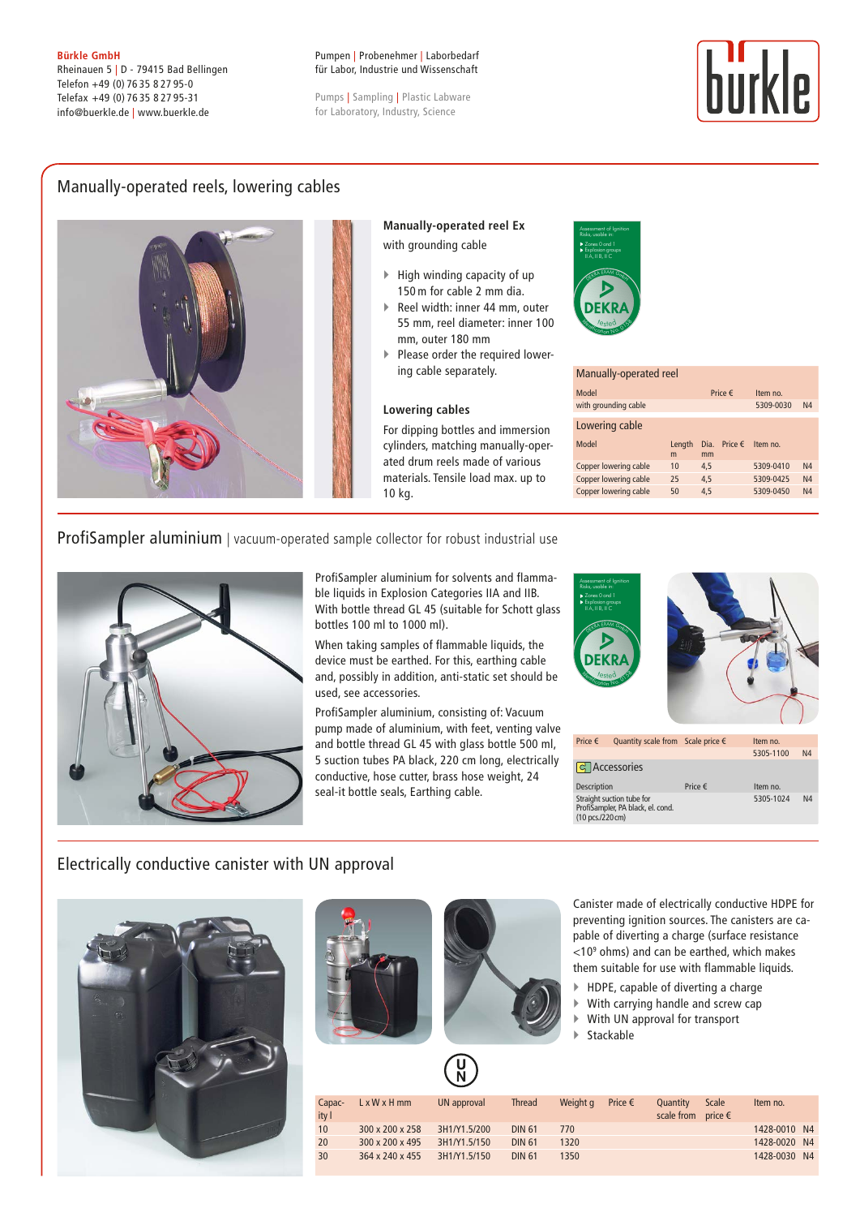**Bürkle GmbH**
Rheinauen 5 | D - 79415 Bad Bellingen
Telefon +49 (0) 76 35 8 27 95-0
Telefax +49 (0) 76 35 8 27 95-31
info@buerkle.de | www.buerkle.de

Pumpen | Probenehmer | Laborbedarf
für Labor, Industrie und Wissenschaft

Pumps | Sampling | Plastic Labware
for Laboratory, Industry, Science

## Manually-operated reels, lowering cables

### Manually-operated reel Ex

with grounding cable

- High winding capacity of up 150 m for cable 2 mm dia.
- Reel width: inner 44 mm, outer 55 mm, reel diameter: inner 100 mm, outer 180 mm
- Please order the required lowering cable separately.

### Lowering cables

For dipping bottles and immersion cylinders, matching manually-operated drum reels made of various materials. Tensile load max. up to 10 kg.

Assessment of Ignition Risks, usable in:
- Zones 0 and 1
- Explosion groups IIA, IIB, IIC

DEKRA tested

**Manually-operated reel**

| Model | Price € | Item no. | |
|---|---|---|---|
| with grounding cable | | 5309-0030 | N4 |

**Lowering cable**

| Model | Length m | Dia. mm | Price € | Item no. | |
|---|---|---|---|---|---|
| Copper lowering cable | 10 | 4,5 | | 5309-0410 | N4 |
| Copper lowering cable | 25 | 4,5 | | 5309-0425 | N4 |
| Copper lowering cable | 50 | 4,5 | | 5309-0450 | N4 |

## ProfiSampler aluminium | vacuum-operated sample collector for robust industrial use

ProfiSampler aluminium for solvents and flammable liquids in Explosion Categories IIA and IIB. With bottle thread GL 45 (suitable for Schott glass bottles 100 ml to 1000 ml).

When taking samples of flammable liquids, the device must be earthed. For this, earthing cable and, possibly in addition, anti-static set should be used, see accessories.

ProfiSampler aluminium, consisting of: Vacuum pump made of aluminium, with feet, venting valve and bottle thread GL 45 with glass bottle 500 ml, 5 suction tubes PA black, 220 cm long, electrically conductive, hose cutter, brass hose weight, 24 seal-it bottle seals, Earthing cable.

Assessment of Ignition Risks, usable in:
- Zones 0 and 1
- Explosion groups IIA, IIB, IIC

DEKRA tested

| Price € | Quantity scale from | Scale price € | Item no. | |
|---|---|---|---|---|
| | | | 5305-1100 | N4 |

**Accessories**

| Description | Price € | Item no. | |
|---|---|---|---|
| Straight suction tube for ProfiSampler, PA black, el. cond. (10 pcs./220 cm) | | 5305-1024 | N4 |

## Electrically conductive canister with UN approval

Canister made of electrically conductive HDPE for preventing ignition sources. The canisters are capable of diverting a charge (surface resistance <10⁹ ohms) and can be earthed, which makes them suitable for use with flammable liquids.

- HDPE, capable of diverting a charge
- With carrying handle and screw cap
- With UN approval for transport
- Stackable

| Capacity l | L x W x H mm | UN approval | Thread | Weight g | Price € | Quantity scale from | Scale price € | Item no. | |
|---|---|---|---|---|---|---|---|---|---|
| 10 | 300 x 200 x 258 | 3H1/Y1.5/200 | DIN 61 | 770 | | | | 1428-0010 | N4 |
| 20 | 300 x 200 x 495 | 3H1/Y1.5/150 | DIN 61 | 1320 | | | | 1428-0020 | N4 |
| 30 | 364 x 240 x 455 | 3H1/Y1.5/150 | DIN 61 | 1350 | | | | 1428-0030 | N4 |